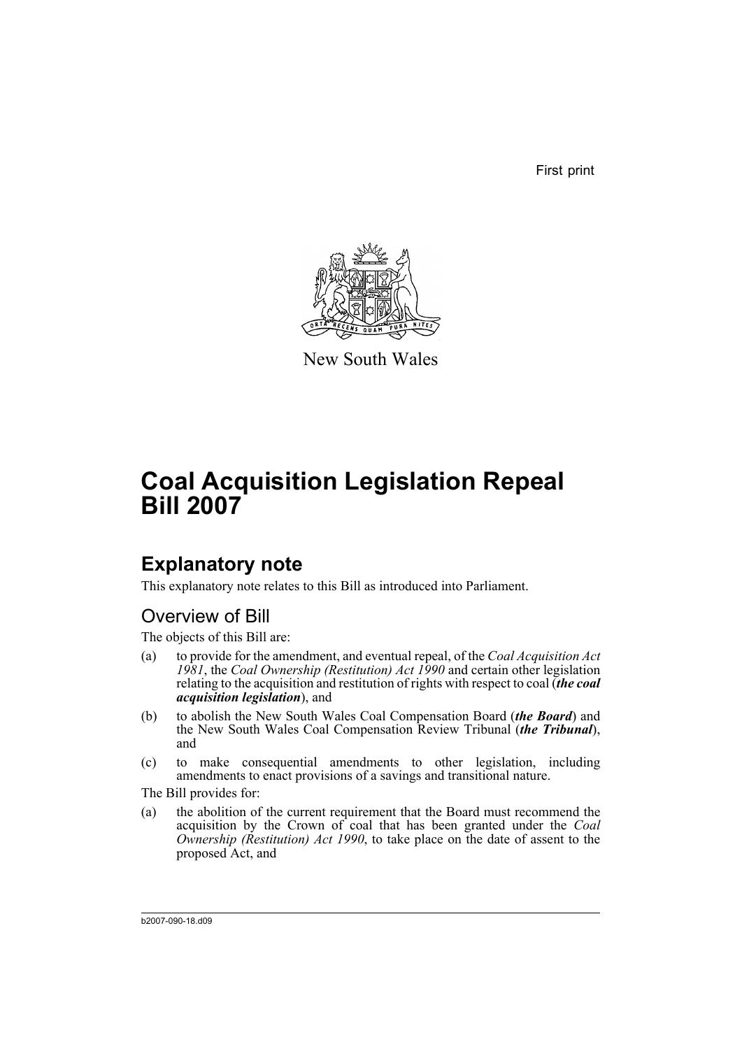First print

New South Wales

# Coal Acquisition Legislation Repeal Bill 2007

## Explanatory note

This explanatory note relates to this Bill as introduced into Parliament.

### Overview of Bill

The objects of this Bill are:

(a) to provide for the amendment, and eventual repeal, of the *Coal Acquisition Act 1981*, the *Coal Ownership (Restitution) Act 1990* and certain other legislation relating to the acquisition and restitution of rights with respect to coal (***the coal acquisition legislation***), and

(b) to abolish the New South Wales Coal Compensation Board (***the Board***) and the New South Wales Coal Compensation Review Tribunal (***the Tribunal***), and

(c) to make consequential amendments to other legislation, including amendments to enact provisions of a savings and transitional nature.

The Bill provides for:

(a) the abolition of the current requirement that the Board must recommend the acquisition by the Crown of coal that has been granted under the *Coal Ownership (Restitution) Act 1990*, to take place on the date of assent to the proposed Act, and

b2007-090-18.d09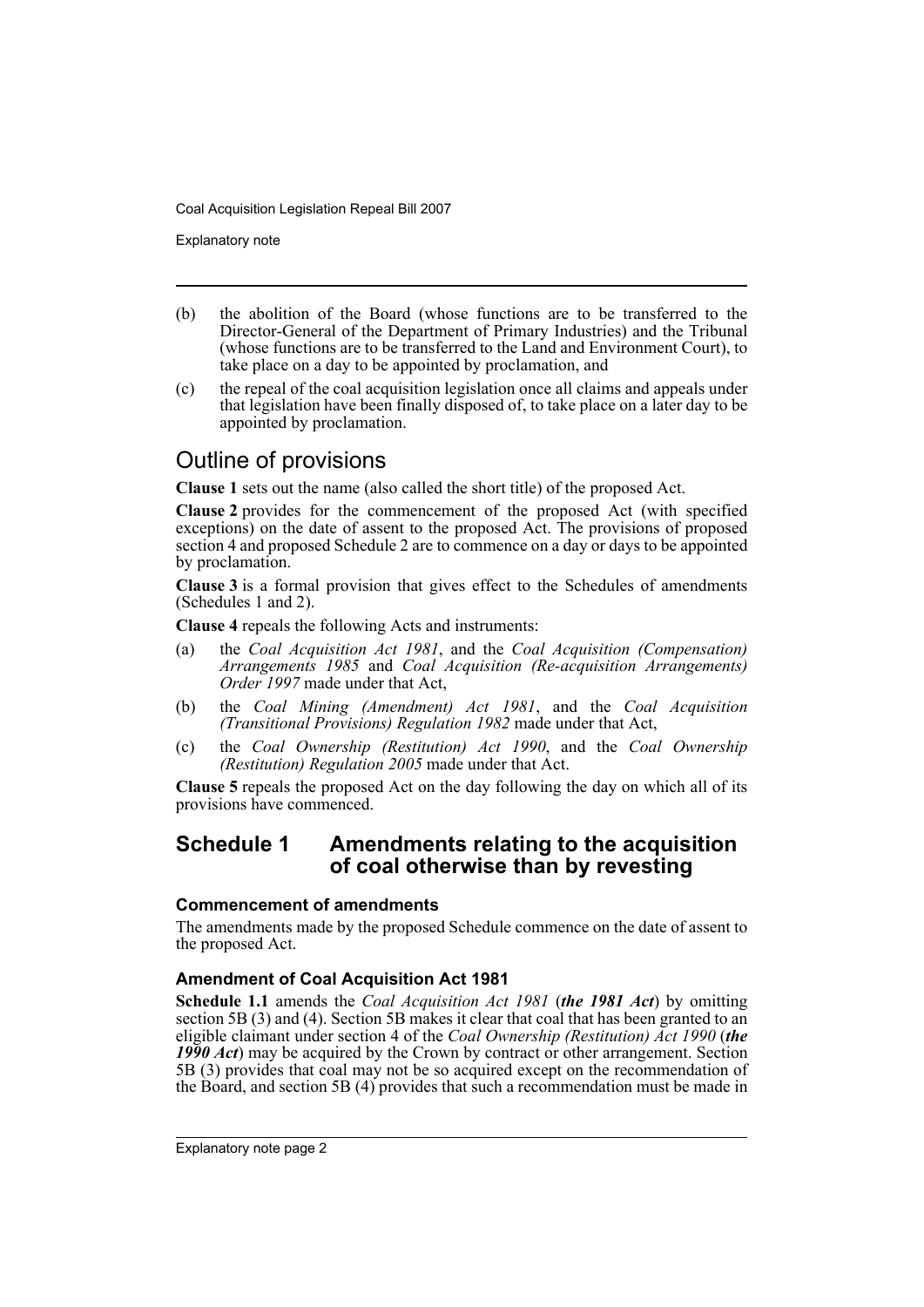(b) the abolition of the Board (whose functions are to be transferred to the Director-General of the Department of Primary Industries) and the Tribunal (whose functions are to be transferred to the Land and Environment Court), to take place on a day to be appointed by proclamation, and

(c) the repeal of the coal acquisition legislation once all claims and appeals under that legislation have been finally disposed of, to take place on a later day to be appointed by proclamation.

## Outline of provisions

**Clause 1** sets out the name (also called the short title) of the proposed Act.

**Clause 2** provides for the commencement of the proposed Act (with specified exceptions) on the date of assent to the proposed Act. The provisions of proposed section 4 and proposed Schedule 2 are to commence on a day or days to be appointed by proclamation.

**Clause 3** is a formal provision that gives effect to the Schedules of amendments (Schedules 1 and 2).

**Clause 4** repeals the following Acts and instruments:

(a) the *Coal Acquisition Act 1981*, and the *Coal Acquisition (Compensation) Arrangements 1985* and *Coal Acquisition (Re-acquisition Arrangements) Order 1997* made under that Act,

(b) the *Coal Mining (Amendment) Act 1981*, and the *Coal Acquisition (Transitional Provisions) Regulation 1982* made under that Act,

(c) the *Coal Ownership (Restitution) Act 1990*, and the *Coal Ownership (Restitution) Regulation 2005* made under that Act.

**Clause 5** repeals the proposed Act on the day following the day on which all of its provisions have commenced.

## Schedule 1 Amendments relating to the acquisition of coal otherwise than by revesting

### Commencement of amendments

The amendments made by the proposed Schedule commence on the date of assent to the proposed Act.

### Amendment of Coal Acquisition Act 1981

**Schedule 1.1** amends the *Coal Acquisition Act 1981* (***the 1981 Act***) by omitting section 5B (3) and (4). Section 5B makes it clear that coal that has been granted to an eligible claimant under section 4 of the *Coal Ownership (Restitution) Act 1990* (***the 1990 Act***) may be acquired by the Crown by contract or other arrangement. Section 5B (3) provides that coal may not be so acquired except on the recommendation of the Board, and section 5B (4) provides that such a recommendation must be made in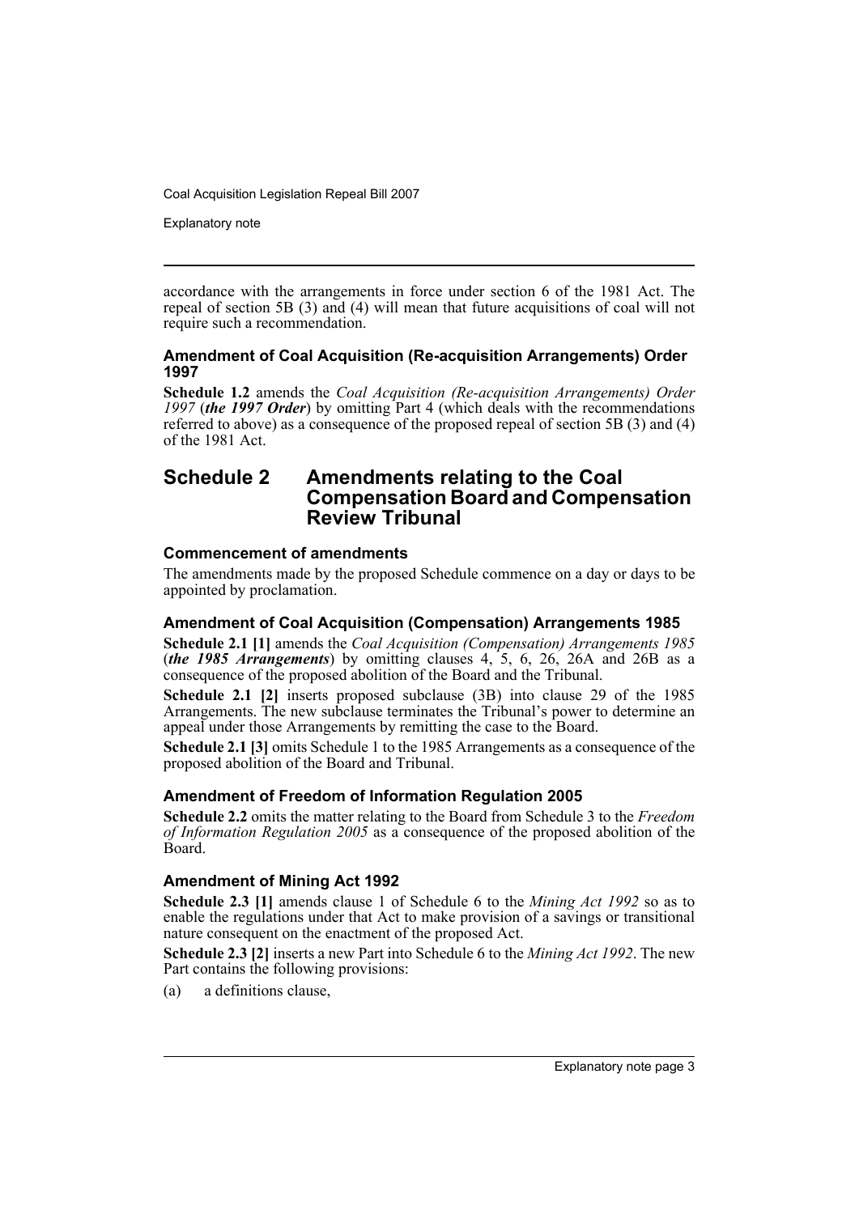accordance with the arrangements in force under section 6 of the 1981 Act. The repeal of section 5B (3) and (4) will mean that future acquisitions of coal will not require such a recommendation.

### Amendment of Coal Acquisition (Re-acquisition Arrangements) Order 1997

**Schedule 1.2** amends the *Coal Acquisition (Re-acquisition Arrangements) Order 1997* (***the 1997 Order***) by omitting Part 4 (which deals with the recommendations referred to above) as a consequence of the proposed repeal of section 5B (3) and (4) of the 1981 Act.

## Schedule 2 Amendments relating to the Coal Compensation Board and Compensation Review Tribunal

### Commencement of amendments

The amendments made by the proposed Schedule commence on a day or days to be appointed by proclamation.

### Amendment of Coal Acquisition (Compensation) Arrangements 1985

**Schedule 2.1 [1]** amends the *Coal Acquisition (Compensation) Arrangements 1985* (***the 1985 Arrangements***) by omitting clauses 4, 5, 6, 26, 26A and 26B as a consequence of the proposed abolition of the Board and the Tribunal.

**Schedule 2.1 [2]** inserts proposed subclause (3B) into clause 29 of the 1985 Arrangements. The new subclause terminates the Tribunal's power to determine an appeal under those Arrangements by remitting the case to the Board.

**Schedule 2.1 [3]** omits Schedule 1 to the 1985 Arrangements as a consequence of the proposed abolition of the Board and Tribunal.

### Amendment of Freedom of Information Regulation 2005

**Schedule 2.2** omits the matter relating to the Board from Schedule 3 to the *Freedom of Information Regulation 2005* as a consequence of the proposed abolition of the Board.

### Amendment of Mining Act 1992

**Schedule 2.3 [1]** amends clause 1 of Schedule 6 to the *Mining Act 1992* so as to enable the regulations under that Act to make provision of a savings or transitional nature consequent on the enactment of the proposed Act.

**Schedule 2.3 [2]** inserts a new Part into Schedule 6 to the *Mining Act 1992*. The new Part contains the following provisions:

(a) a definitions clause,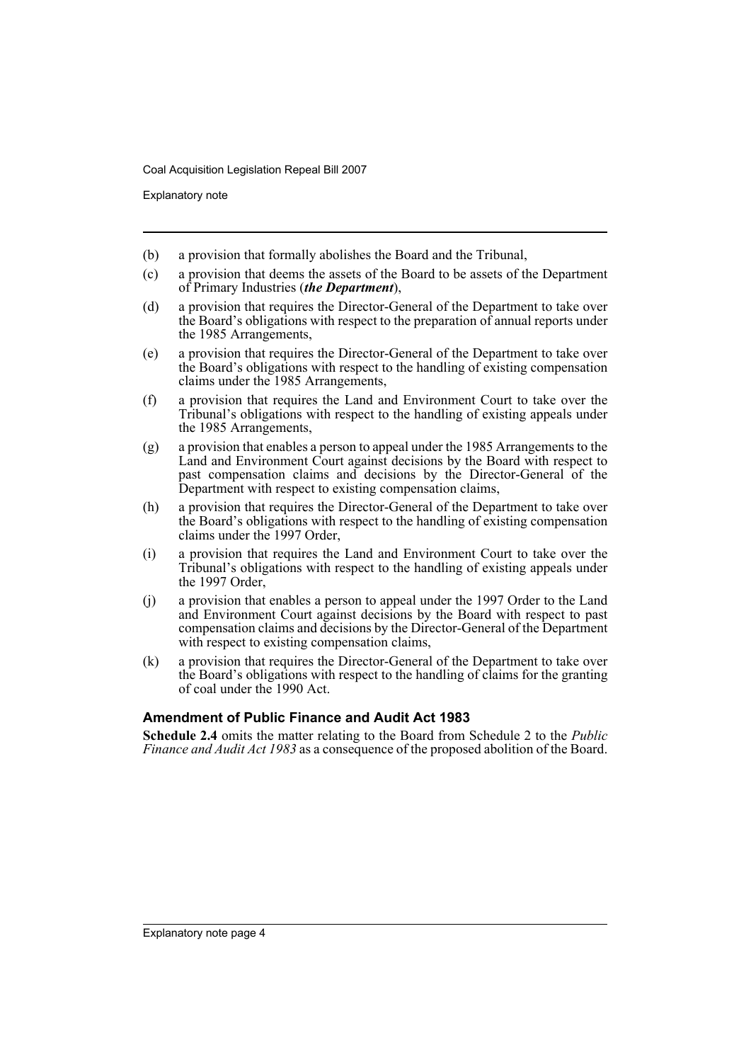(b) a provision that formally abolishes the Board and the Tribunal,

(c) a provision that deems the assets of the Board to be assets of the Department of Primary Industries (***the Department***),

(d) a provision that requires the Director-General of the Department to take over the Board's obligations with respect to the preparation of annual reports under the 1985 Arrangements,

(e) a provision that requires the Director-General of the Department to take over the Board's obligations with respect to the handling of existing compensation claims under the 1985 Arrangements,

(f) a provision that requires the Land and Environment Court to take over the Tribunal's obligations with respect to the handling of existing appeals under the 1985 Arrangements,

(g) a provision that enables a person to appeal under the 1985 Arrangements to the Land and Environment Court against decisions by the Board with respect to past compensation claims and decisions by the Director-General of the Department with respect to existing compensation claims,

(h) a provision that requires the Director-General of the Department to take over the Board's obligations with respect to the handling of existing compensation claims under the 1997 Order,

(i) a provision that requires the Land and Environment Court to take over the Tribunal's obligations with respect to the handling of existing appeals under the 1997 Order,

(j) a provision that enables a person to appeal under the 1997 Order to the Land and Environment Court against decisions by the Board with respect to past compensation claims and decisions by the Director-General of the Department with respect to existing compensation claims,

(k) a provision that requires the Director-General of the Department to take over the Board's obligations with respect to the handling of claims for the granting of coal under the 1990 Act.

### Amendment of Public Finance and Audit Act 1983

**Schedule 2.4** omits the matter relating to the Board from Schedule 2 to the *Public Finance and Audit Act 1983* as a consequence of the proposed abolition of the Board.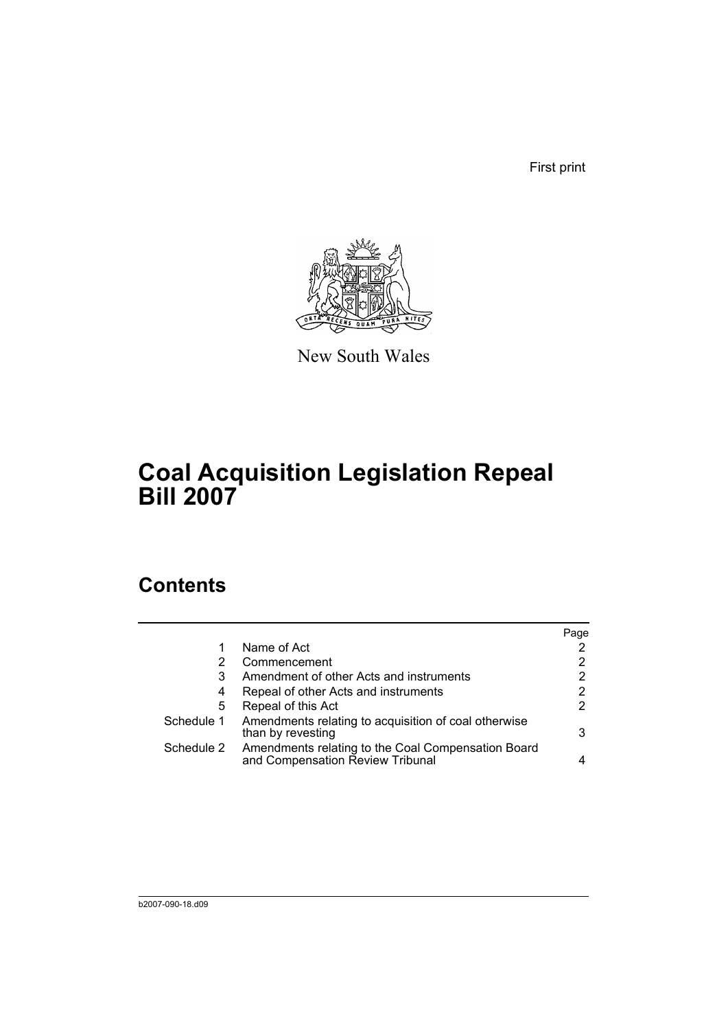First print

New South Wales

# Coal Acquisition Legislation Repeal Bill 2007

## Contents

| | | Page |
|---|---|---|
| 1 | Name of Act | 2 |
| 2 | Commencement | 2 |
| 3 | Amendment of other Acts and instruments | 2 |
| 4 | Repeal of other Acts and instruments | 2 |
| 5 | Repeal of this Act | 2 |
| Schedule 1 | Amendments relating to acquisition of coal otherwise than by revesting | 3 |
| Schedule 2 | Amendments relating to the Coal Compensation Board and Compensation Review Tribunal | 4 |

b2007-090-18.d09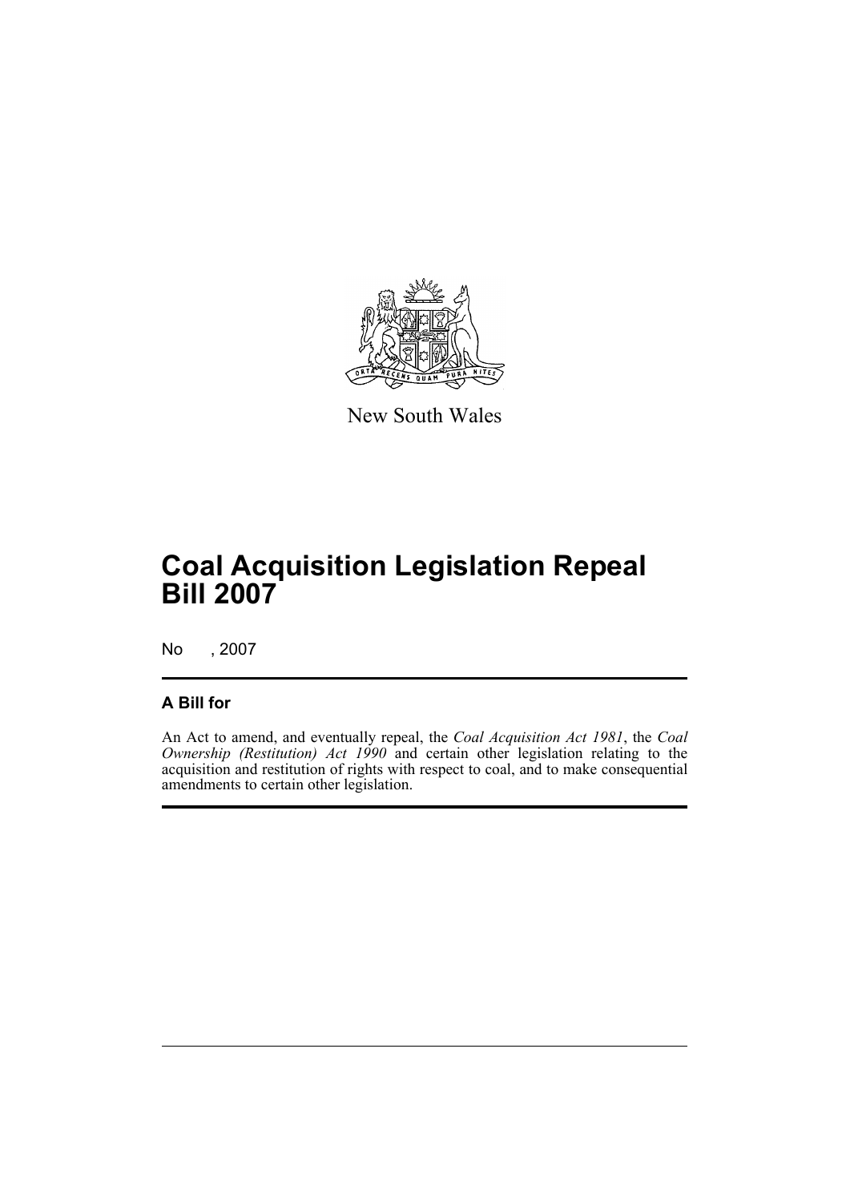New South Wales

# Coal Acquisition Legislation Repeal Bill 2007

No , 2007

## A Bill for

An Act to amend, and eventually repeal, the *Coal Acquisition Act 1981*, the *Coal Ownership (Restitution) Act 1990* and certain other legislation relating to the acquisition and restitution of rights with respect to coal, and to make consequential amendments to certain other legislation.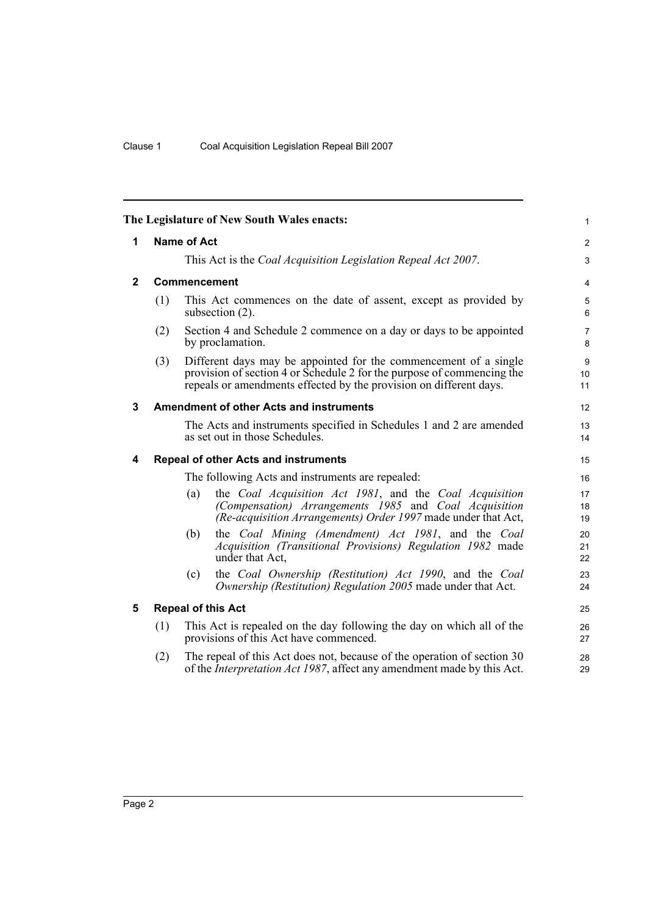The Legislature of New South Wales enacts:

## 1 Name of Act

This Act is the *Coal Acquisition Legislation Repeal Act 2007*.

## 2 Commencement

(1) This Act commences on the date of assent, except as provided by subsection (2).

(2) Section 4 and Schedule 2 commence on a day or days to be appointed by proclamation.

(3) Different days may be appointed for the commencement of a single provision of section 4 or Schedule 2 for the purpose of commencing the repeals or amendments effected by the provision on different days.

## 3 Amendment of other Acts and instruments

The Acts and instruments specified in Schedules 1 and 2 are amended as set out in those Schedules.

## 4 Repeal of other Acts and instruments

The following Acts and instruments are repealed:

(a) the *Coal Acquisition Act 1981*, and the *Coal Acquisition (Compensation) Arrangements 1985* and *Coal Acquisition (Re-acquisition Arrangements) Order 1997* made under that Act,

(b) the *Coal Mining (Amendment) Act 1981*, and the *Coal Acquisition (Transitional Provisions) Regulation 1982* made under that Act,

(c) the *Coal Ownership (Restitution) Act 1990*, and the *Coal Ownership (Restitution) Regulation 2005* made under that Act.

## 5 Repeal of this Act

(1) This Act is repealed on the day following the day on which all of the provisions of this Act have commenced.

(2) The repeal of this Act does not, because of the operation of section 30 of the *Interpretation Act 1987*, affect any amendment made by this Act.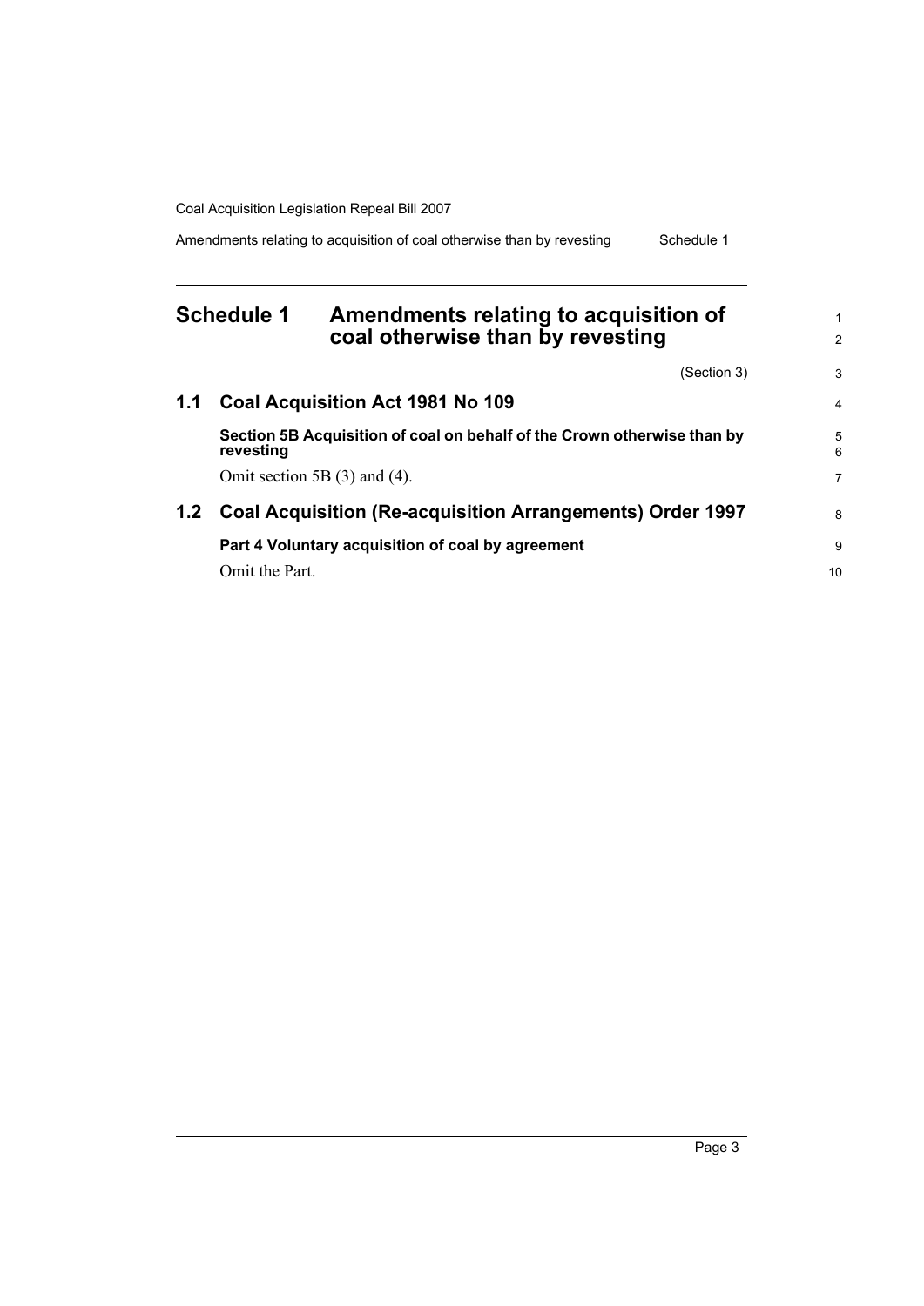## Schedule 1 Amendments relating to acquisition of coal otherwise than by revesting

(Section 3)

### 1.1 Coal Acquisition Act 1981 No 109

**Section 5B Acquisition of coal on behalf of the Crown otherwise than by revesting**

Omit section 5B (3) and (4).

### 1.2 Coal Acquisition (Re-acquisition Arrangements) Order 1997

**Part 4 Voluntary acquisition of coal by agreement**

Omit the Part.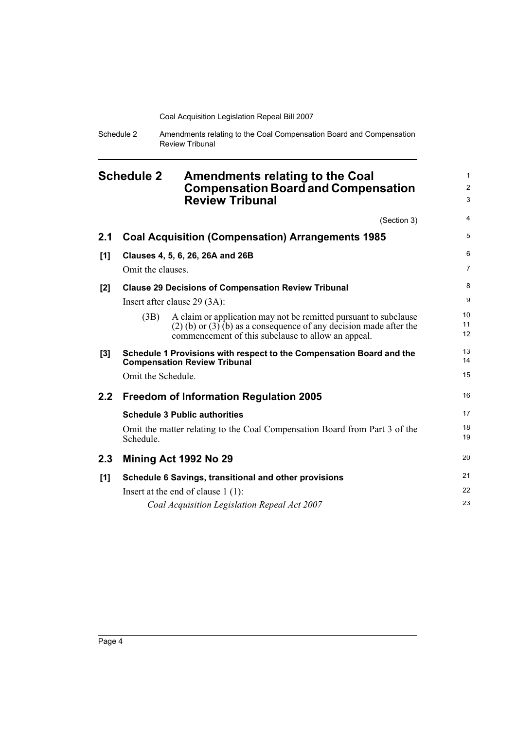## Schedule 2 Amendments relating to the Coal Compensation Board and Compensation Review Tribunal

(Section 3)

### 2.1 Coal Acquisition (Compensation) Arrangements 1985

**[1] Clauses 4, 5, 6, 26, 26A and 26B**

Omit the clauses.

**[2] Clause 29 Decisions of Compensation Review Tribunal**

Insert after clause 29 (3A):

(3B) A claim or application may not be remitted pursuant to subclause (2) (b) or (3) (b) as a consequence of any decision made after the commencement of this subclause to allow an appeal.

**[3] Schedule 1 Provisions with respect to the Compensation Board and the Compensation Review Tribunal**

Omit the Schedule.

### 2.2 Freedom of Information Regulation 2005

**Schedule 3 Public authorities**

Omit the matter relating to the Coal Compensation Board from Part 3 of the Schedule.

### 2.3 Mining Act 1992 No 29

**[1] Schedule 6 Savings, transitional and other provisions**

Insert at the end of clause 1 (1):

*Coal Acquisition Legislation Repeal Act 2007*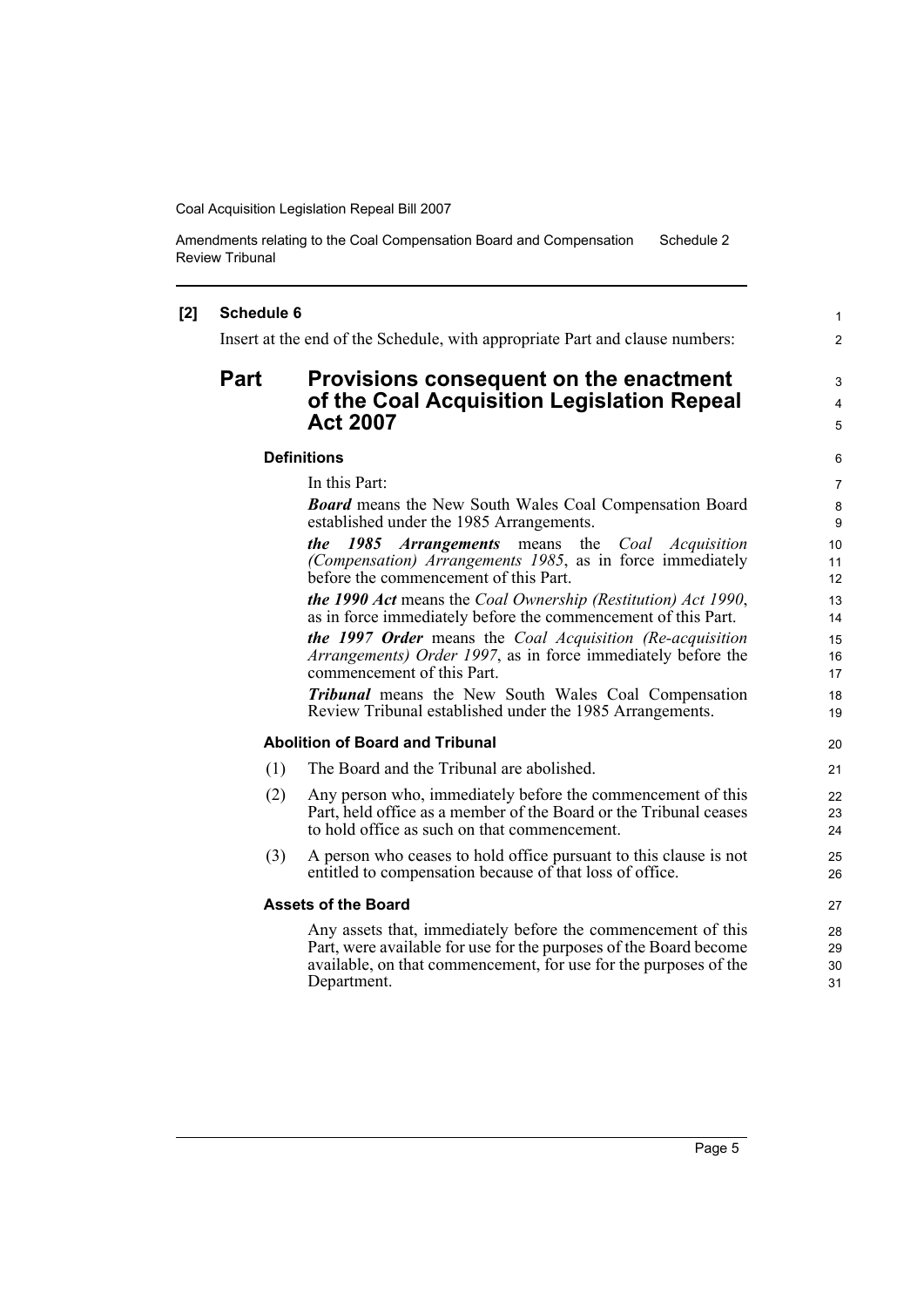**[2] Schedule 6**

Insert at the end of the Schedule, with appropriate Part and clause numbers:

## Part Provisions consequent on the enactment of the Coal Acquisition Legislation Repeal Act 2007

### Definitions

In this Part:

***Board*** means the New South Wales Coal Compensation Board established under the 1985 Arrangements.

***the 1985 Arrangements*** means the *Coal Acquisition (Compensation) Arrangements 1985*, as in force immediately before the commencement of this Part.

***the 1990 Act*** means the *Coal Ownership (Restitution) Act 1990*, as in force immediately before the commencement of this Part.

***the 1997 Order*** means the *Coal Acquisition (Re-acquisition Arrangements) Order 1997*, as in force immediately before the commencement of this Part.

***Tribunal*** means the New South Wales Coal Compensation Review Tribunal established under the 1985 Arrangements.

### Abolition of Board and Tribunal

(1) The Board and the Tribunal are abolished.

(2) Any person who, immediately before the commencement of this Part, held office as a member of the Board or the Tribunal ceases to hold office as such on that commencement.

(3) A person who ceases to hold office pursuant to this clause is not entitled to compensation because of that loss of office.

### Assets of the Board

Any assets that, immediately before the commencement of this Part, were available for use for the purposes of the Board become available, on that commencement, for use for the purposes of the Department.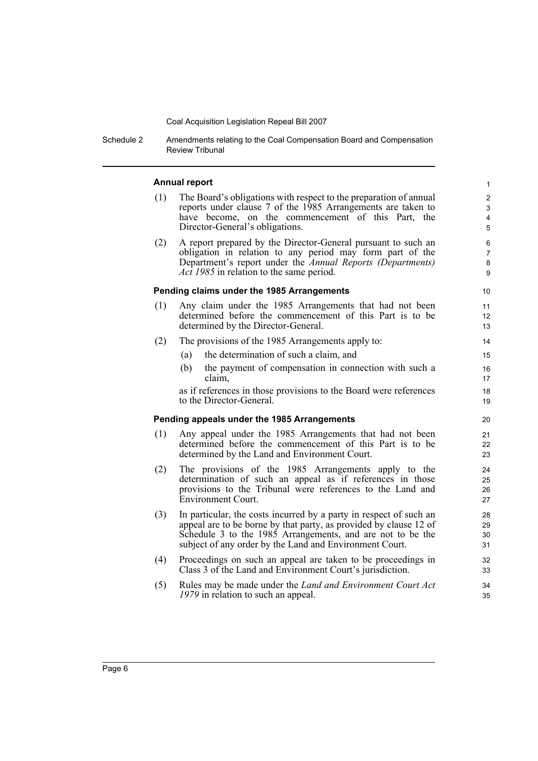**Annual report**

(1) The Board's obligations with respect to the preparation of annual reports under clause 7 of the 1985 Arrangements are taken to have become, on the commencement of this Part, the Director-General's obligations.

(2) A report prepared by the Director-General pursuant to such an obligation in relation to any period may form part of the Department's report under the *Annual Reports (Departments) Act 1985* in relation to the same period.

**Pending claims under the 1985 Arrangements**

(1) Any claim under the 1985 Arrangements that had not been determined before the commencement of this Part is to be determined by the Director-General.

(2) The provisions of the 1985 Arrangements apply to:

- (a) the determination of such a claim, and
- (b) the payment of compensation in connection with such a claim,

as if references in those provisions to the Board were references to the Director-General.

**Pending appeals under the 1985 Arrangements**

(1) Any appeal under the 1985 Arrangements that had not been determined before the commencement of this Part is to be determined by the Land and Environment Court.

(2) The provisions of the 1985 Arrangements apply to the determination of such an appeal as if references in those provisions to the Tribunal were references to the Land and Environment Court.

(3) In particular, the costs incurred by a party in respect of such an appeal are to be borne by that party, as provided by clause 12 of Schedule 3 to the 1985 Arrangements, and are not to be the subject of any order by the Land and Environment Court.

(4) Proceedings on such an appeal are taken to be proceedings in Class 3 of the Land and Environment Court's jurisdiction.

(5) Rules may be made under the *Land and Environment Court Act 1979* in relation to such an appeal.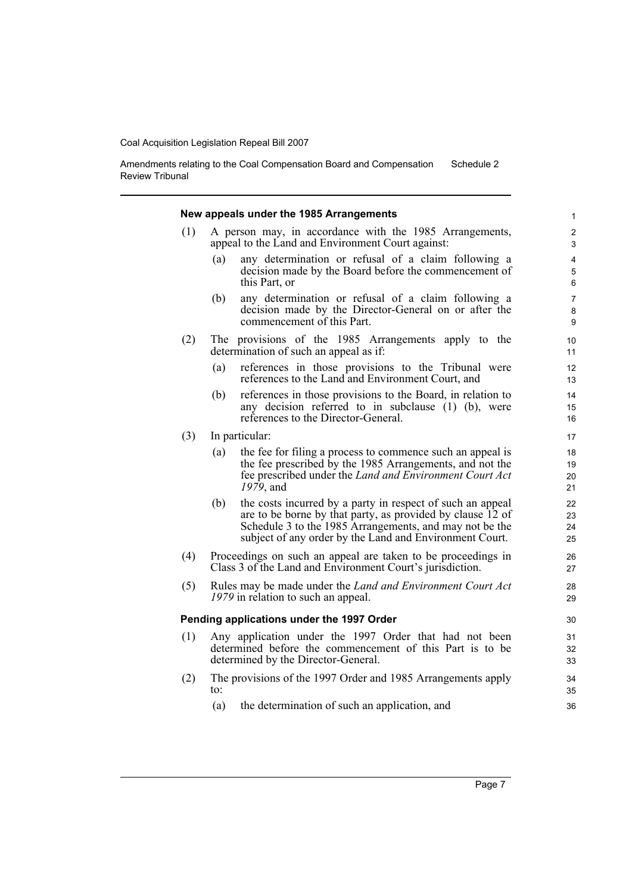### New appeals under the 1985 Arrangements

(1) A person may, in accordance with the 1985 Arrangements, appeal to the Land and Environment Court against:

- (a) any determination or refusal of a claim following a decision made by the Board before the commencement of this Part, or
- (b) any determination or refusal of a claim following a decision made by the Director-General on or after the commencement of this Part.

(2) The provisions of the 1985 Arrangements apply to the determination of such an appeal as if:

- (a) references in those provisions to the Tribunal were references to the Land and Environment Court, and
- (b) references in those provisions to the Board, in relation to any decision referred to in subclause (1) (b), were references to the Director-General.

(3) In particular:

- (a) the fee for filing a process to commence such an appeal is the fee prescribed by the 1985 Arrangements, and not the fee prescribed under the *Land and Environment Court Act 1979*, and
- (b) the costs incurred by a party in respect of such an appeal are to be borne by that party, as provided by clause 12 of Schedule 3 to the 1985 Arrangements, and may not be the subject of any order by the Land and Environment Court.

(4) Proceedings on such an appeal are taken to be proceedings in Class 3 of the Land and Environment Court's jurisdiction.

(5) Rules may be made under the *Land and Environment Court Act 1979* in relation to such an appeal.

### Pending applications under the 1997 Order

(1) Any application under the 1997 Order that had not been determined before the commencement of this Part is to be determined by the Director-General.

(2) The provisions of the 1997 Order and 1985 Arrangements apply to:

- (a) the determination of such an application, and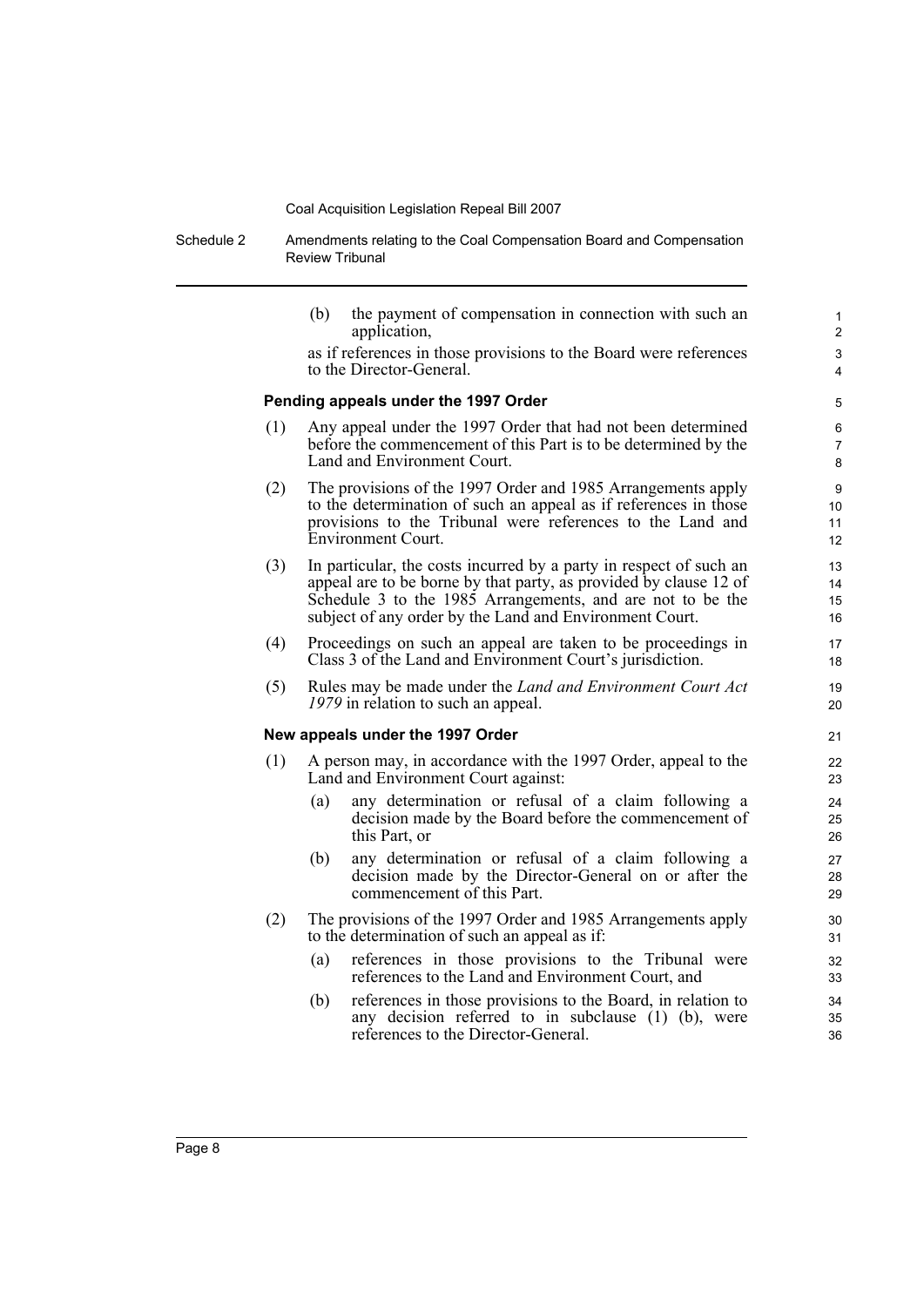(b) the payment of compensation in connection with such an application,

as if references in those provisions to the Board were references to the Director-General.

### Pending appeals under the 1997 Order

(1) Any appeal under the 1997 Order that had not been determined before the commencement of this Part is to be determined by the Land and Environment Court.

(2) The provisions of the 1997 Order and 1985 Arrangements apply to the determination of such an appeal as if references in those provisions to the Tribunal were references to the Land and Environment Court.

(3) In particular, the costs incurred by a party in respect of such an appeal are to be borne by that party, as provided by clause 12 of Schedule 3 to the 1985 Arrangements, and are not to be the subject of any order by the Land and Environment Court.

(4) Proceedings on such an appeal are taken to be proceedings in Class 3 of the Land and Environment Court's jurisdiction.

(5) Rules may be made under the *Land and Environment Court Act 1979* in relation to such an appeal.

### New appeals under the 1997 Order

(1) A person may, in accordance with the 1997 Order, appeal to the Land and Environment Court against:

- (a) any determination or refusal of a claim following a decision made by the Board before the commencement of this Part, or
- (b) any determination or refusal of a claim following a decision made by the Director-General on or after the commencement of this Part.

(2) The provisions of the 1997 Order and 1985 Arrangements apply to the determination of such an appeal as if:

- (a) references in those provisions to the Tribunal were references to the Land and Environment Court, and
- (b) references in those provisions to the Board, in relation to any decision referred to in subclause (1) (b), were references to the Director-General.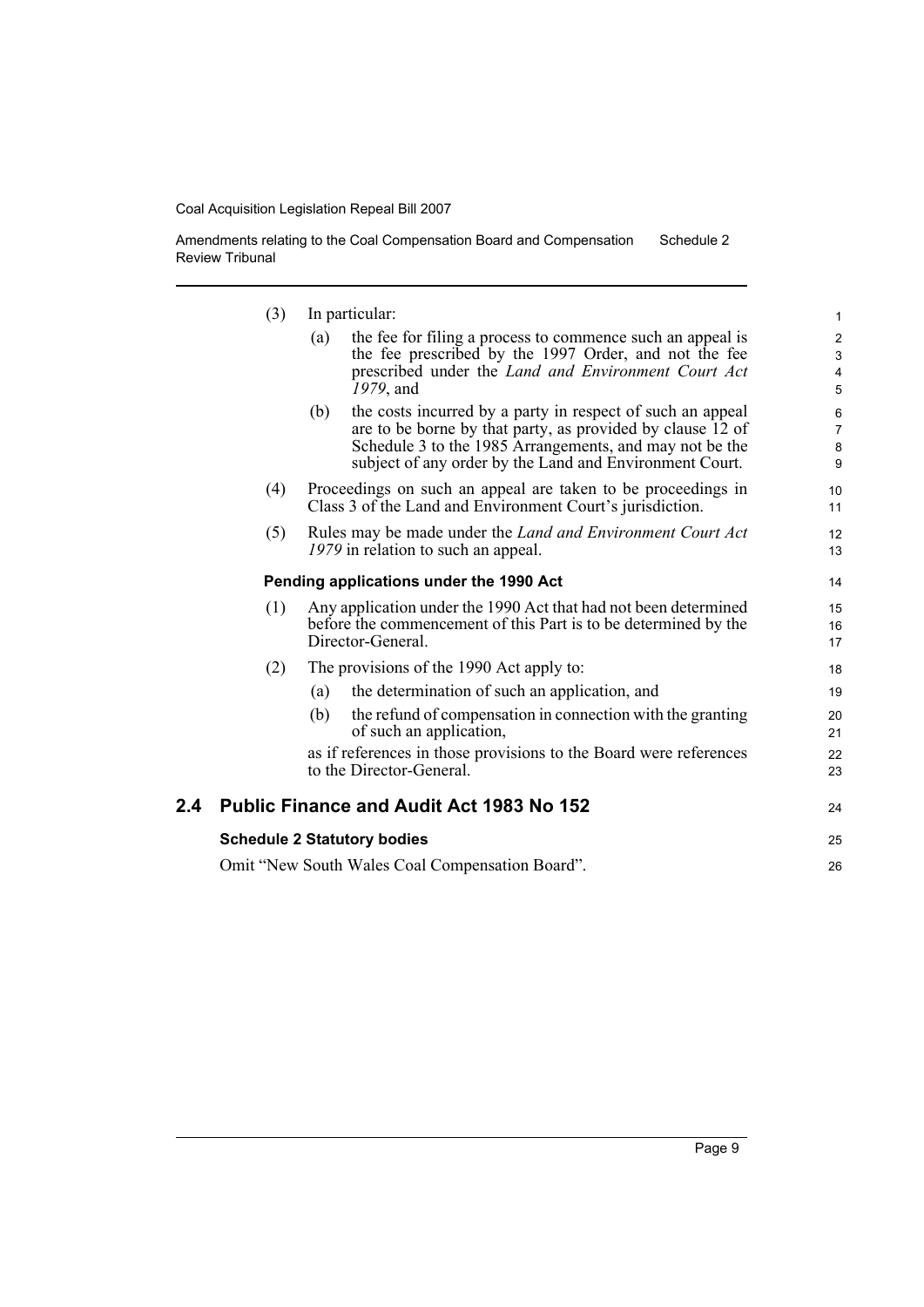(3) In particular:

(a) the fee for filing a process to commence such an appeal is the fee prescribed by the 1997 Order, and not the fee prescribed under the *Land and Environment Court Act 1979*, and

(b) the costs incurred by a party in respect of such an appeal are to be borne by that party, as provided by clause 12 of Schedule 3 to the 1985 Arrangements, and may not be the subject of any order by the Land and Environment Court.

(4) Proceedings on such an appeal are taken to be proceedings in Class 3 of the Land and Environment Court's jurisdiction.

(5) Rules may be made under the *Land and Environment Court Act 1979* in relation to such an appeal.

**Pending applications under the 1990 Act**

(1) Any application under the 1990 Act that had not been determined before the commencement of this Part is to be determined by the Director-General.

(2) The provisions of the 1990 Act apply to:

(a) the determination of such an application, and

(b) the refund of compensation in connection with the granting of such an application,

as if references in those provisions to the Board were references to the Director-General.

## 2.4 Public Finance and Audit Act 1983 No 152

**Schedule 2 Statutory bodies**

Omit "New South Wales Coal Compensation Board".